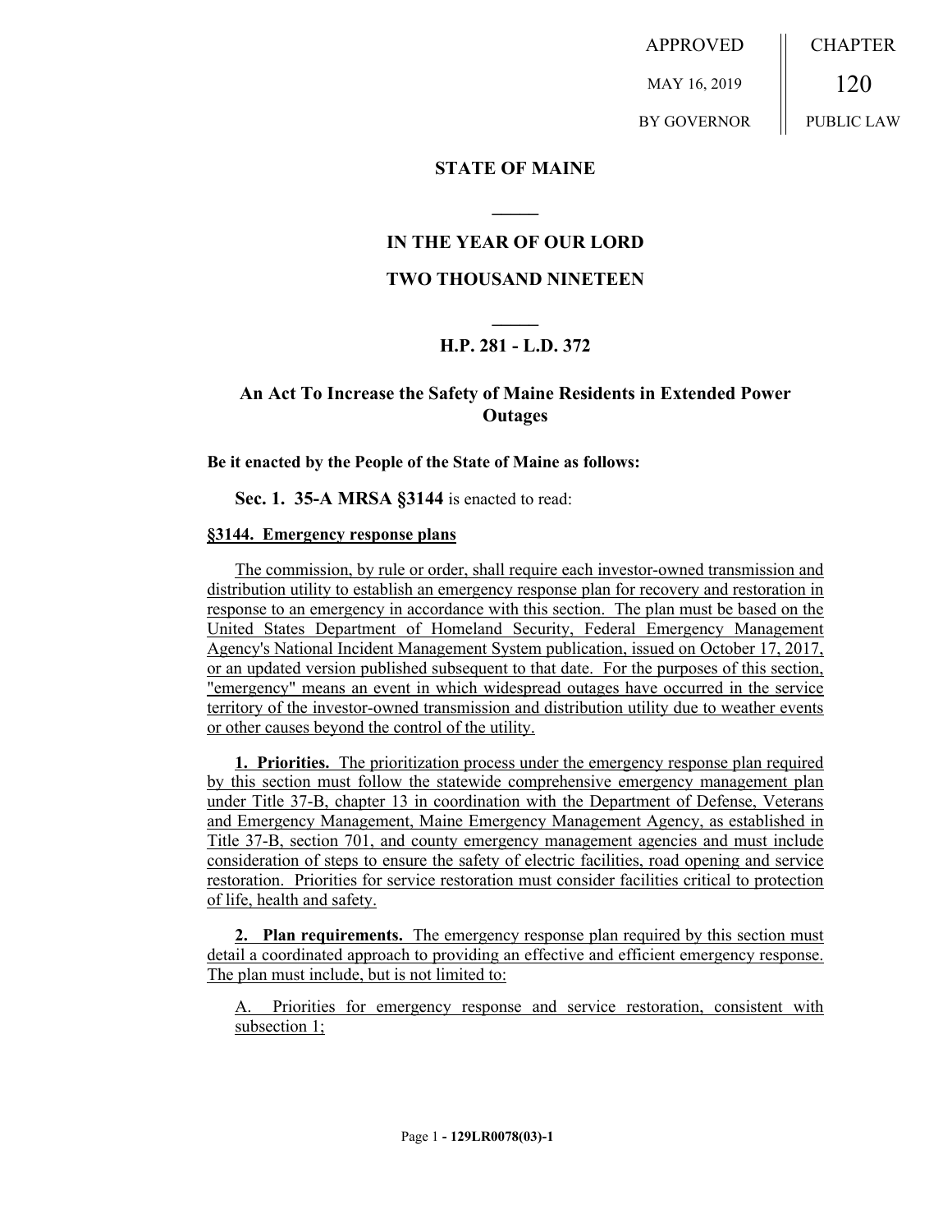APPROVED MAY 16, 2019 BY GOVERNOR

CHAPTER 120 PUBLIC LAW

## STATE OF MAINE

## IN THE YEAR OF OUR LORD

## TWO THOUSAND NINETEEN

### H.P. 281 - L.D. 372

### An Act To Increase the Safety of Maine Residents in Extended Power Outages

**Be it enacted by the People of the State of Maine as follows:**

**Sec. 1. 35-A MRSA §3144** is enacted to read:

**§3144. Emergency response plans**

The commission, by rule or order, shall require each investor-owned transmission and distribution utility to establish an emergency response plan for recovery and restoration in response to an emergency in accordance with this section. The plan must be based on the United States Department of Homeland Security, Federal Emergency Management Agency's National Incident Management System publication, issued on October 17, 2017, or an updated version published subsequent to that date. For the purposes of this section, "emergency" means an event in which widespread outages have occurred in the service territory of the investor-owned transmission and distribution utility due to weather events or other causes beyond the control of the utility.

**1. Priorities.** The prioritization process under the emergency response plan required by this section must follow the statewide comprehensive emergency management plan under Title 37-B, chapter 13 in coordination with the Department of Defense, Veterans and Emergency Management, Maine Emergency Management Agency, as established in Title 37-B, section 701, and county emergency management agencies and must include consideration of steps to ensure the safety of electric facilities, road opening and service restoration. Priorities for service restoration must consider facilities critical to protection of life, health and safety.

**2. Plan requirements.** The emergency response plan required by this section must detail a coordinated approach to providing an effective and efficient emergency response. The plan must include, but is not limited to:

A. Priorities for emergency response and service restoration, consistent with subsection 1;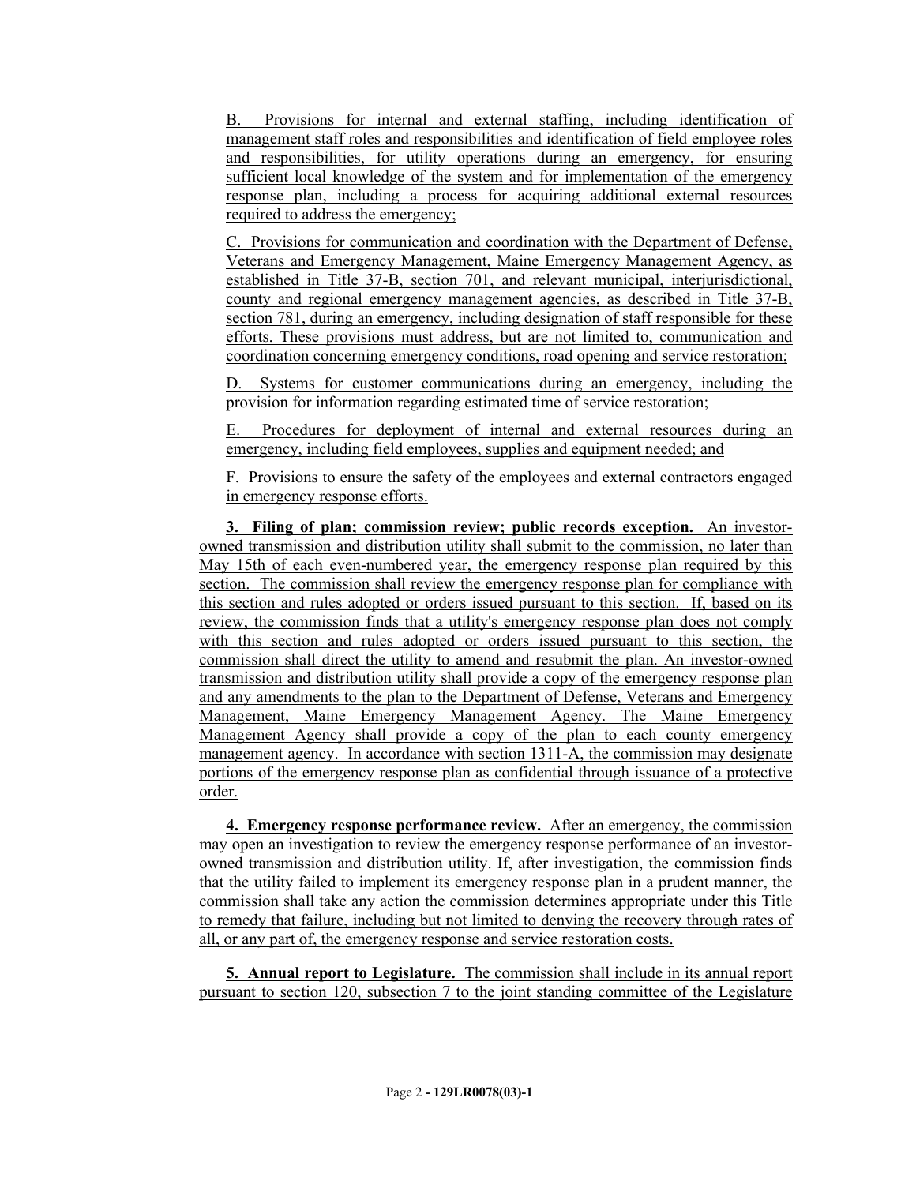B. Provisions for internal and external staffing, including identification of management staff roles and responsibilities and identification of field employee roles and responsibilities, for utility operations during an emergency, for ensuring sufficient local knowledge of the system and for implementation of the emergency response plan, including a process for acquiring additional external resources required to address the emergency;

C. Provisions for communication and coordination with the Department of Defense, Veterans and Emergency Management, Maine Emergency Management Agency, as established in Title 37-B, section 701, and relevant municipal, interjurisdictional, county and regional emergency management agencies, as described in Title 37-B, section 781, during an emergency, including designation of staff responsible for these efforts. These provisions must address, but are not limited to, communication and coordination concerning emergency conditions, road opening and service restoration;

D. Systems for customer communications during an emergency, including the provision for information regarding estimated time of service restoration;

E. Procedures for deployment of internal and external resources during an emergency, including field employees, supplies and equipment needed; and

F. Provisions to ensure the safety of the employees and external contractors engaged in emergency response efforts.

**3. Filing of plan; commission review; public records exception.** An investor-owned transmission and distribution utility shall submit to the commission, no later than May 15th of each even-numbered year, the emergency response plan required by this section. The commission shall review the emergency response plan for compliance with this section and rules adopted or orders issued pursuant to this section. If, based on its review, the commission finds that a utility's emergency response plan does not comply with this section and rules adopted or orders issued pursuant to this section, the commission shall direct the utility to amend and resubmit the plan. An investor-owned transmission and distribution utility shall provide a copy of the emergency response plan and any amendments to the plan to the Department of Defense, Veterans and Emergency Management, Maine Emergency Management Agency. The Maine Emergency Management Agency shall provide a copy of the plan to each county emergency management agency. In accordance with section 1311-A, the commission may designate portions of the emergency response plan as confidential through issuance of a protective order.

**4. Emergency response performance review.** After an emergency, the commission may open an investigation to review the emergency response performance of an investor-owned transmission and distribution utility. If, after investigation, the commission finds that the utility failed to implement its emergency response plan in a prudent manner, the commission shall take any action the commission determines appropriate under this Title to remedy that failure, including but not limited to denying the recovery through rates of all, or any part of, the emergency response and service restoration costs.

**5. Annual report to Legislature.** The commission shall include in its annual report pursuant to section 120, subsection 7 to the joint standing committee of the Legislature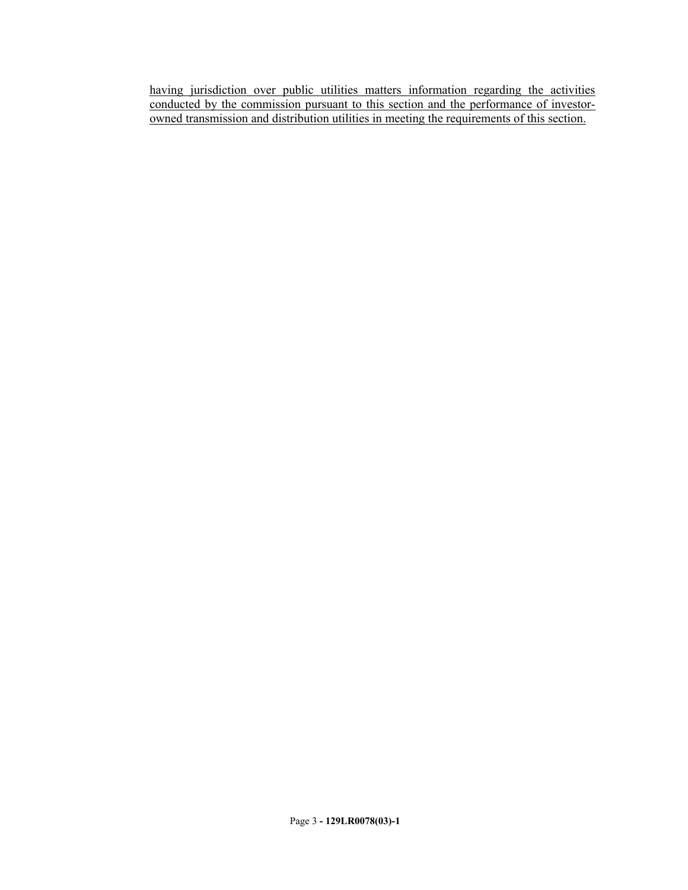having jurisdiction over public utilities matters information regarding the activities conducted by the commission pursuant to this section and the performance of investor-owned transmission and distribution utilities in meeting the requirements of this section.